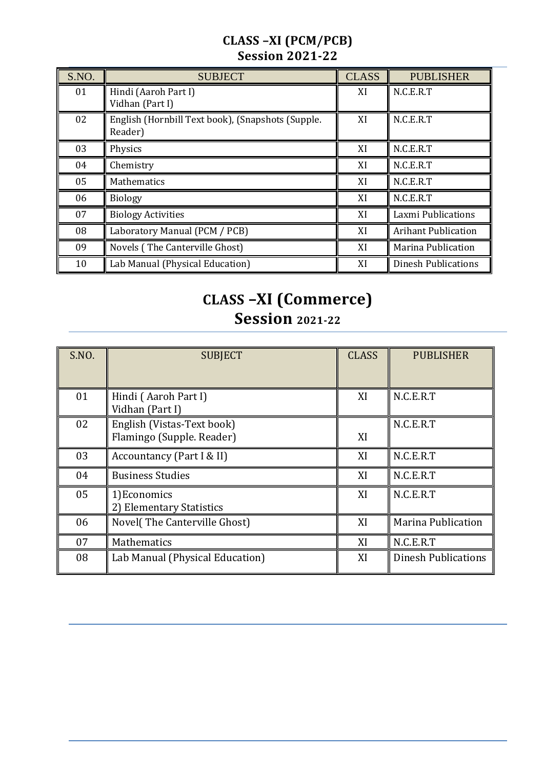## CLASS –XI (PCM/PCB)
## Session 2021-22

| S.NO. | SUBJECT | CLASS | PUBLISHER |
|---|---|---|---|
| 01 | Hindi (Aaroh Part I)<br>Vidhan (Part I) | XI | N.C.E.R.T |
| 02 | English (Hornbill Text book), (Snapshots (Supple. Reader) | XI | N.C.E.R.T |
| 03 | Physics | XI | N.C.E.R.T |
| 04 | Chemistry | XI | N.C.E.R.T |
| 05 | Mathematics | XI | N.C.E.R.T |
| 06 | Biology | XI | N.C.E.R.T |
| 07 | Biology Activities | XI | Laxmi Publications |
| 08 | Laboratory Manual (PCM / PCB) | XI | Arihant Publication |
| 09 | Novels ( The Canterville Ghost) | XI | Marina Publication |
| 10 | Lab Manual (Physical Education) | XI | Dinesh Publications |

## CLASS –XI (Commerce)
## Session 2021-22

| S.NO. | SUBJECT | CLASS | PUBLISHER |
|---|---|---|---|
| 01 | Hindi ( Aaroh Part I)<br>Vidhan (Part I) | XI | N.C.E.R.T |
| 02 | English (Vistas-Text book)<br>Flamingo (Supple. Reader) | XI | N.C.E.R.T |
| 03 | Accountancy (Part I & II) | XI | N.C.E.R.T |
| 04 | Business Studies | XI | N.C.E.R.T |
| 05 | 1) Economics<br>2) Elementary Statistics | XI | N.C.E.R.T |
| 06 | Novel( The Canterville Ghost) | XI | Marina Publication |
| 07 | Mathematics | XI | N.C.E.R.T |
| 08 | Lab Manual (Physical Education) | XI | Dinesh Publications |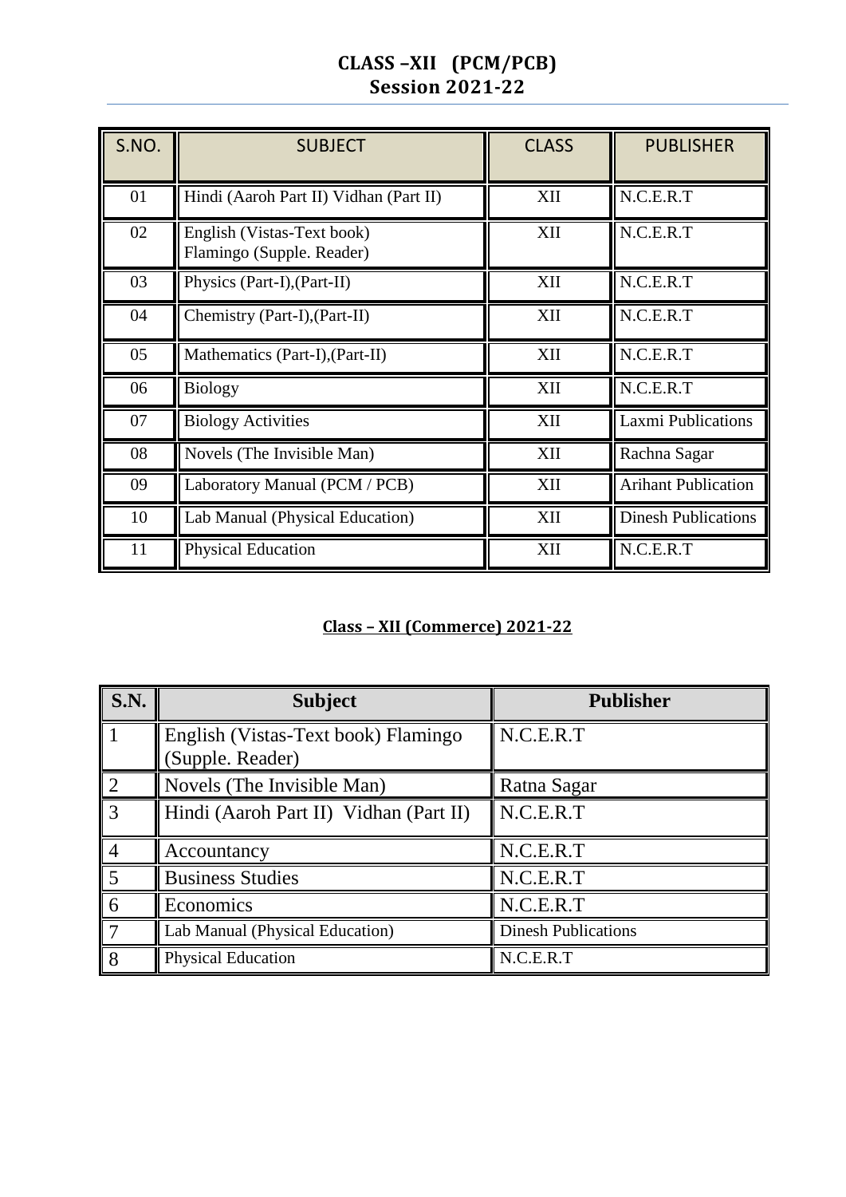## CLASS –XII (PCM/PCB)
## Session 2021-22

| S.NO. | SUBJECT | CLASS | PUBLISHER |
|---|---|---|---|
| 01 | Hindi (Aaroh Part II) Vidhan (Part II) | XII | N.C.E.R.T |
| 02 | English (Vistas-Text book) Flamingo (Supple. Reader) | XII | N.C.E.R.T |
| 03 | Physics (Part-I),(Part-II) | XII | N.C.E.R.T |
| 04 | Chemistry (Part-I),(Part-II) | XII | N.C.E.R.T |
| 05 | Mathematics (Part-I),(Part-II) | XII | N.C.E.R.T |
| 06 | Biology | XII | N.C.E.R.T |
| 07 | Biology Activities | XII | Laxmi Publications |
| 08 | Novels (The Invisible Man) | XII | Rachna Sagar |
| 09 | Laboratory Manual (PCM / PCB) | XII | Arihant Publication |
| 10 | Lab Manual (Physical Education) | XII | Dinesh Publications |
| 11 | Physical Education | XII | N.C.E.R.T |

## Class – XII (Commerce) 2021-22

| S.N. | Subject | Publisher |
|---|---|---|
| 1 | English (Vistas-Text book) Flamingo (Supple. Reader) | N.C.E.R.T |
| 2 | Novels (The Invisible Man) | Ratna Sagar |
| 3 | Hindi (Aaroh Part II) Vidhan (Part II) | N.C.E.R.T |
| 4 | Accountancy | N.C.E.R.T |
| 5 | Business Studies | N.C.E.R.T |
| 6 | Economics | N.C.E.R.T |
| 7 | Lab Manual (Physical Education) | Dinesh Publications |
| 8 | Physical Education | N.C.E.R.T |